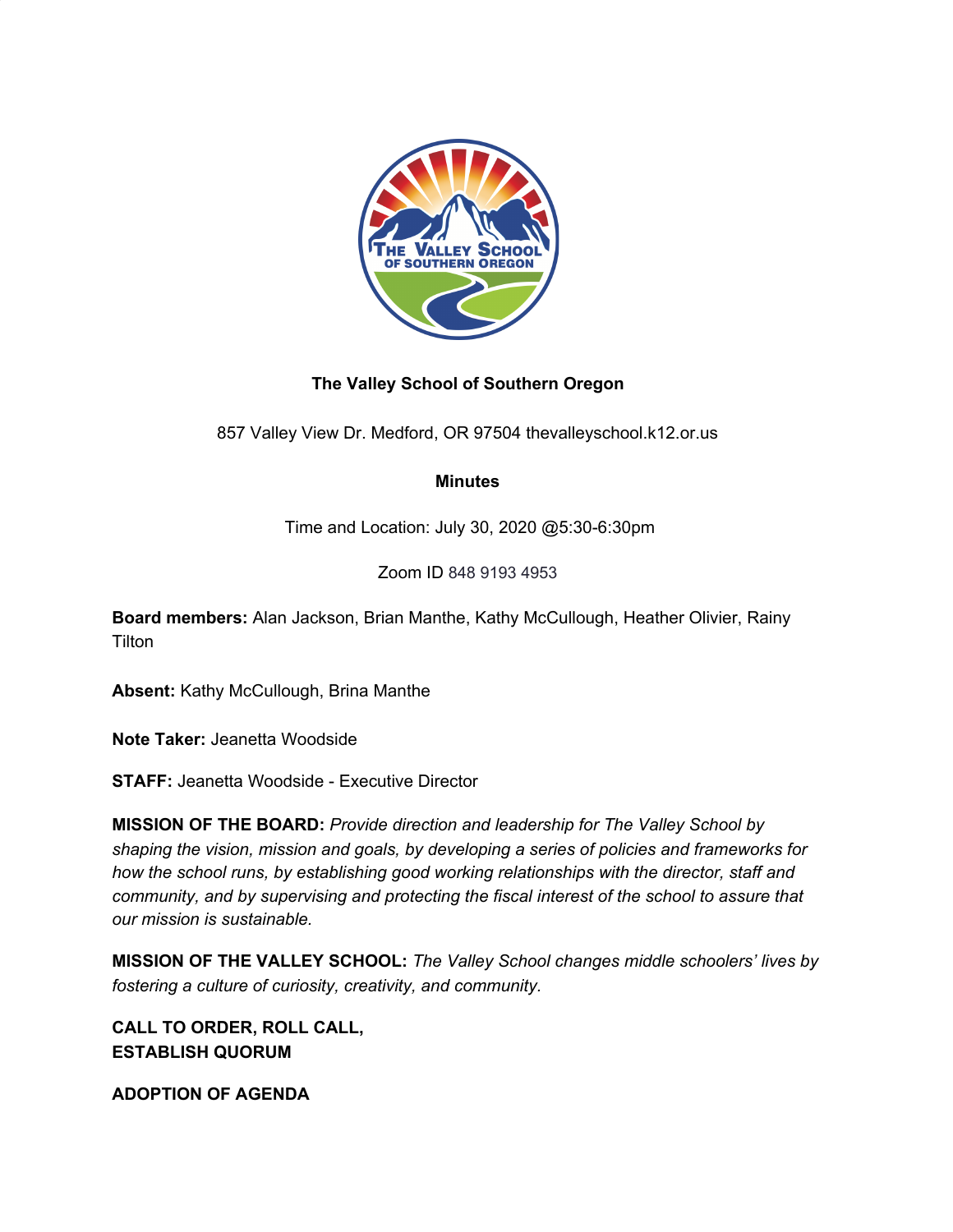**The Valley School of Southern Oregon**

857 Valley View Dr. Medford, OR 97504 thevalleyschool.k12.or.us

**Minutes**

Time and Location: July 30, 2020 @5:30-6:30pm

Zoom ID 848 9193 4953

**Board members:** Alan Jackson, Brian Manthe, Kathy McCullough, Heather Olivier, Rainy Tilton

**Absent:** Kathy McCullough, Brina Manthe

**Note Taker:** Jeanetta Woodside

**STAFF:** Jeanetta Woodside - Executive Director

**MISSION OF THE BOARD:** *Provide direction and leadership for The Valley School by shaping the vision, mission and goals, by developing a series of policies and frameworks for how the school runs, by establishing good working relationships with the director, staff and community, and by supervising and protecting the fiscal interest of the school to assure that our mission is sustainable.*

**MISSION OF THE VALLEY SCHOOL:** *The Valley School changes middle schoolers' lives by fostering a culture of curiosity, creativity, and community.*

**CALL TO ORDER, ROLL CALL,**
**ESTABLISH QUORUM**

**ADOPTION OF AGENDA**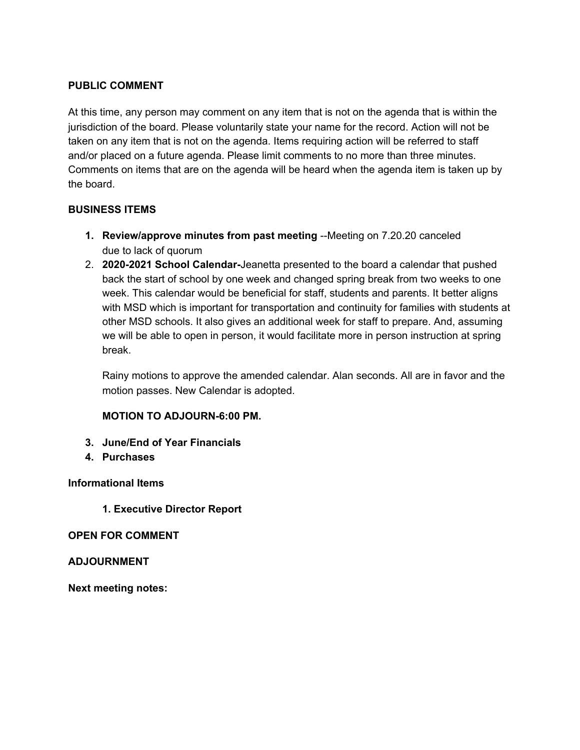**PUBLIC COMMENT**

At this time, any person may comment on any item that is not on the agenda that is within the jurisdiction of the board. Please voluntarily state your name for the record. Action will not be taken on any item that is not on the agenda. Items requiring action will be referred to staff and/or placed on a future agenda. Please limit comments to no more than three minutes. Comments on items that are on the agenda will be heard when the agenda item is taken up by the board.

**BUSINESS ITEMS**

1. **Review/approve minutes from past meeting** --Meeting on 7.20.20 canceled due to lack of quorum
2. **2020-2021 School Calendar-**Jeanetta presented to the board a calendar that pushed back the start of school by one week and changed spring break from two weeks to one week. This calendar would be beneficial for staff, students and parents. It better aligns with MSD which is important for transportation and continuity for families with students at other MSD schools. It also gives an additional week for staff to prepare. And, assuming we will be able to open in person, it would facilitate more in person instruction at spring break.

   Rainy motions to approve the amended calendar. Alan seconds. All are in favor and the motion passes. New Calendar is adopted.

   **MOTION TO ADJOURN-6:00 PM.**

3. **June/End of Year Financials**
4. **Purchases**

**Informational Items**

   **1. Executive Director Report**

**OPEN FOR COMMENT**

**ADJOURNMENT**

**Next meeting notes:**